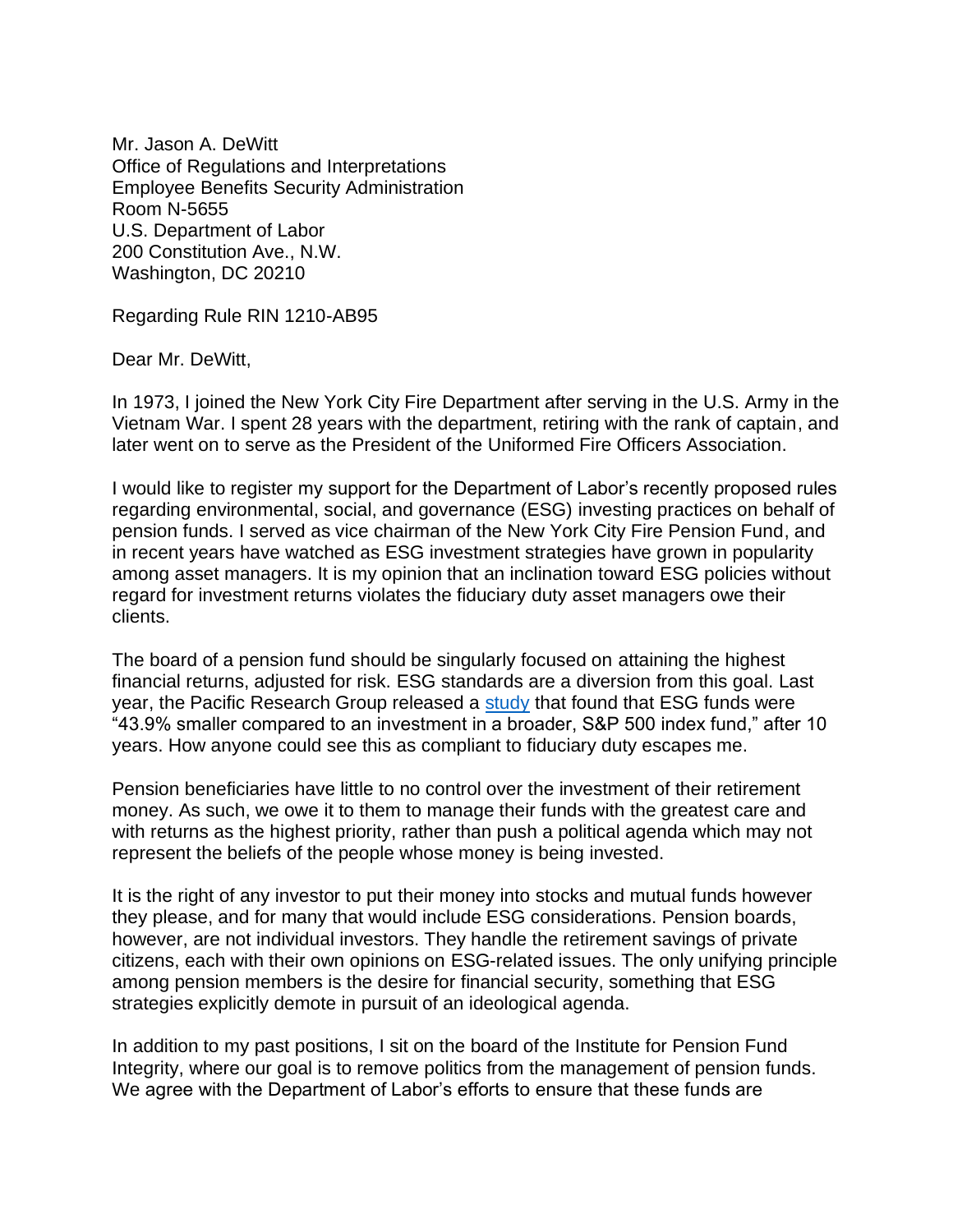Mr. Jason A. DeWitt
Office of Regulations and Interpretations
Employee Benefits Security Administration
Room N-5655
U.S. Department of Labor
200 Constitution Ave., N.W.
Washington, DC 20210

Regarding Rule RIN 1210-AB95

Dear Mr. DeWitt,

In 1973, I joined the New York City Fire Department after serving in the U.S. Army in the Vietnam War. I spent 28 years with the department, retiring with the rank of captain, and later went on to serve as the President of the Uniformed Fire Officers Association.

I would like to register my support for the Department of Labor's recently proposed rules regarding environmental, social, and governance (ESG) investing practices on behalf of pension funds. I served as vice chairman of the New York City Fire Pension Fund, and in recent years have watched as ESG investment strategies have grown in popularity among asset managers. It is my opinion that an inclination toward ESG policies without regard for investment returns violates the fiduciary duty asset managers owe their clients.

The board of a pension fund should be singularly focused on attaining the highest financial returns, adjusted for risk. ESG standards are a diversion from this goal. Last year, the Pacific Research Group released a study that found that ESG funds were "43.9% smaller compared to an investment in a broader, S&P 500 index fund," after 10 years. How anyone could see this as compliant to fiduciary duty escapes me.

Pension beneficiaries have little to no control over the investment of their retirement money. As such, we owe it to them to manage their funds with the greatest care and with returns as the highest priority, rather than push a political agenda which may not represent the beliefs of the people whose money is being invested.

It is the right of any investor to put their money into stocks and mutual funds however they please, and for many that would include ESG considerations. Pension boards, however, are not individual investors. They handle the retirement savings of private citizens, each with their own opinions on ESG-related issues. The only unifying principle among pension members is the desire for financial security, something that ESG strategies explicitly demote in pursuit of an ideological agenda.

In addition to my past positions, I sit on the board of the Institute for Pension Fund Integrity, where our goal is to remove politics from the management of pension funds. We agree with the Department of Labor's efforts to ensure that these funds are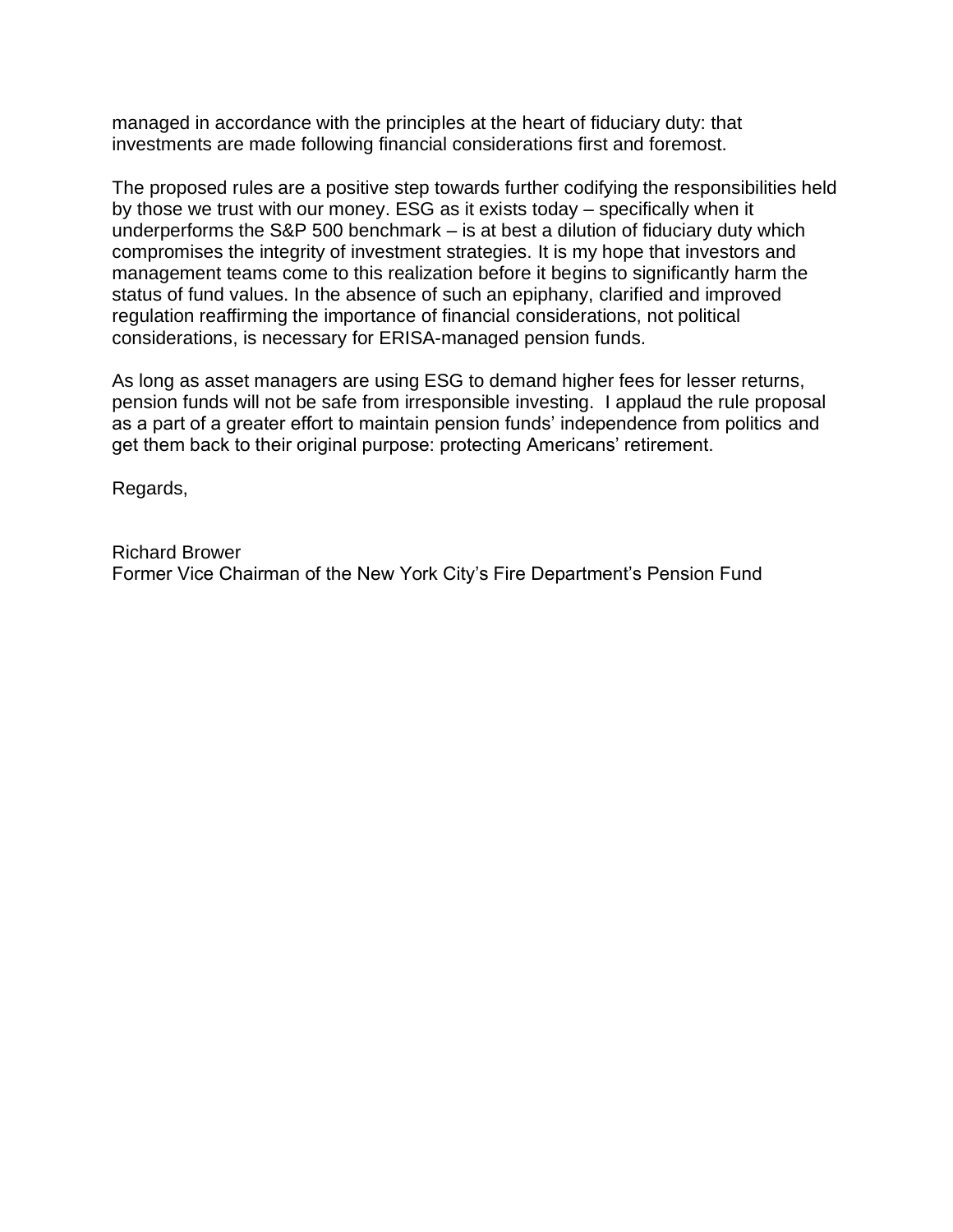managed in accordance with the principles at the heart of fiduciary duty: that investments are made following financial considerations first and foremost.

The proposed rules are a positive step towards further codifying the responsibilities held by those we trust with our money. ESG as it exists today – specifically when it underperforms the S&P 500 benchmark – is at best a dilution of fiduciary duty which compromises the integrity of investment strategies. It is my hope that investors and management teams come to this realization before it begins to significantly harm the status of fund values. In the absence of such an epiphany, clarified and improved regulation reaffirming the importance of financial considerations, not political considerations, is necessary for ERISA-managed pension funds.

As long as asset managers are using ESG to demand higher fees for lesser returns, pension funds will not be safe from irresponsible investing. I applaud the rule proposal as a part of a greater effort to maintain pension funds' independence from politics and get them back to their original purpose: protecting Americans' retirement.

Regards,

Richard Brower
Former Vice Chairman of the New York City's Fire Department's Pension Fund